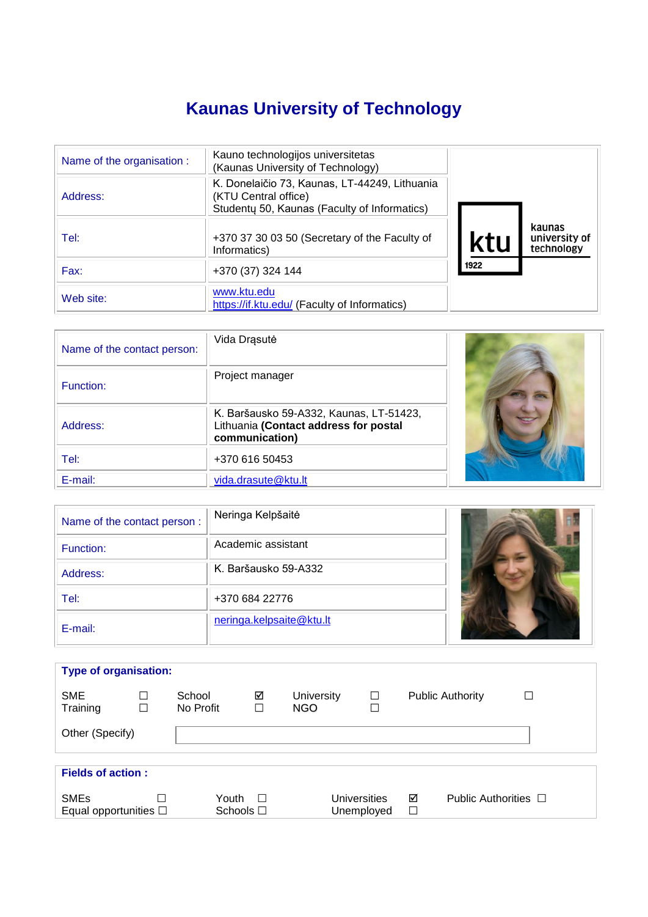# Kaunas University of Technology

| Name of the organisation : | Kauno technologijos universitetas (Kaunas University of Technology) |
|---|---|
| Address: | K. Donelaičio 73, Kaunas, LT-44249, Lithuania (KTU Central office) Studentų 50, Kaunas (Faculty of Informatics) |
| Tel: | +370 37 30 03 50 (Secretary of the Faculty of Informatics) |
| Fax: | +370 (37) 324 144 |
| Web site: | www.ktu.edu https://if.ktu.edu/ (Faculty of Informatics) |

| Name of the contact person: | Vida Drąsutė |
|---|---|
| Function: | Project manager |
| Address: | K. Baršausko 59-A332, Kaunas, LT-51423, Lithuania **(Contact address for postal communication)** |
| Tel: | +370 616 50453 |
| E-mail: | vida.drasute@ktu.lt |

| Name of the contact person : | Neringa Kelpšaitė |
|---|---|
| Function: | Academic assistant |
| Address: | K. Baršausko 59-A332 |
| Tel: | +370 684 22776 |
| E-mail: | neringa.kelpsaite@ktu.lt |

**Type of organisation:**

| | | | | | | | |
|---|---|---|---|---|---|---|---|
| SME | ☐ | School | ☑ | University | ☐ | Public Authority | ☐ |
| Training | ☐ | No Profit | ☐ | NGO | ☐ | | |

Other (Specify)

**Fields of action :**

| | | | | | | | |
|---|---|---|---|---|---|---|---|
| SMEs | ☐ | Youth | ☐ | Universities | ☑ | Public Authorities | ☐ |
| Equal opportunities | ☐ | Schools | ☐ | Unemployed | ☐ | | |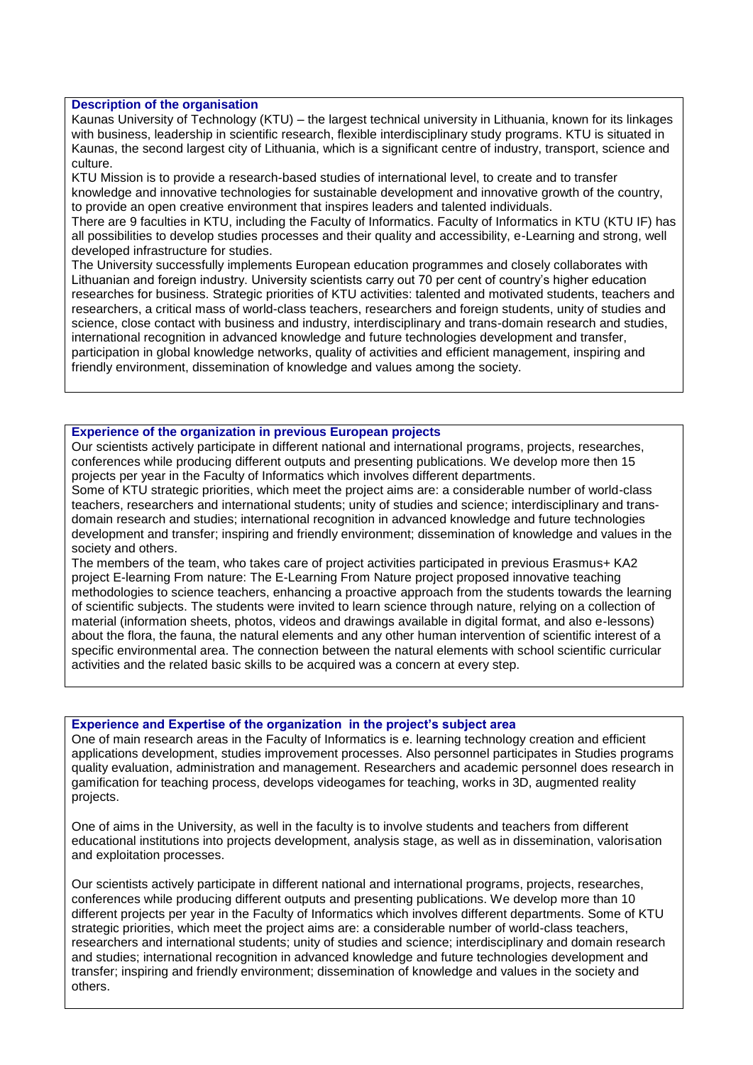### Description of the organisation

Kaunas University of Technology (KTU) – the largest technical university in Lithuania, known for its linkages with business, leadership in scientific research, flexible interdisciplinary study programs. KTU is situated in Kaunas, the second largest city of Lithuania, which is a significant centre of industry, transport, science and culture.

KTU Mission is to provide a research-based studies of international level, to create and to transfer knowledge and innovative technologies for sustainable development and innovative growth of the country, to provide an open creative environment that inspires leaders and talented individuals.

There are 9 faculties in KTU, including the Faculty of Informatics. Faculty of Informatics in KTU (KTU IF) has all possibilities to develop studies processes and their quality and accessibility, e-Learning and strong, well developed infrastructure for studies.

The University successfully implements European education programmes and closely collaborates with Lithuanian and foreign industry. University scientists carry out 70 per cent of country's higher education researches for business. Strategic priorities of KTU activities: talented and motivated students, teachers and researchers, a critical mass of world-class teachers, researchers and foreign students, unity of studies and science, close contact with business and industry, interdisciplinary and trans-domain research and studies, international recognition in advanced knowledge and future technologies development and transfer, participation in global knowledge networks, quality of activities and efficient management, inspiring and friendly environment, dissemination of knowledge and values among the society.

### Experience of the organization in previous European projects

Our scientists actively participate in different national and international programs, projects, researches, conferences while producing different outputs and presenting publications. We develop more then 15 projects per year in the Faculty of Informatics which involves different departments.

Some of KTU strategic priorities, which meet the project aims are: a considerable number of world-class teachers, researchers and international students; unity of studies and science; interdisciplinary and trans-domain research and studies; international recognition in advanced knowledge and future technologies development and transfer; inspiring and friendly environment; dissemination of knowledge and values in the society and others.

The members of the team, who takes care of project activities participated in previous Erasmus+ KA2 project E-learning From nature: The E-Learning From Nature project proposed innovative teaching methodologies to science teachers, enhancing a proactive approach from the students towards the learning of scientific subjects. The students were invited to learn science through nature, relying on a collection of material (information sheets, photos, videos and drawings available in digital format, and also e-lessons) about the flora, the fauna, the natural elements and any other human intervention of scientific interest of a specific environmental area. The connection between the natural elements with school scientific curricular activities and the related basic skills to be acquired was a concern at every step.

### Experience and Expertise of the organization in the project's subject area

One of main research areas in the Faculty of Informatics is e. learning technology creation and efficient applications development, studies improvement processes. Also personnel participates in Studies programs quality evaluation, administration and management. Researchers and academic personnel does research in gamification for teaching process, develops videogames for teaching, works in 3D, augmented reality projects.

One of aims in the University, as well in the faculty is to involve students and teachers from different educational institutions into projects development, analysis stage, as well as in dissemination, valorisation and exploitation processes.

Our scientists actively participate in different national and international programs, projects, researches, conferences while producing different outputs and presenting publications. We develop more than 10 different projects per year in the Faculty of Informatics which involves different departments. Some of KTU strategic priorities, which meet the project aims are: a considerable number of world-class teachers, researchers and international students; unity of studies and science; interdisciplinary and domain research and studies; international recognition in advanced knowledge and future technologies development and transfer; inspiring and friendly environment; dissemination of knowledge and values in the society and others.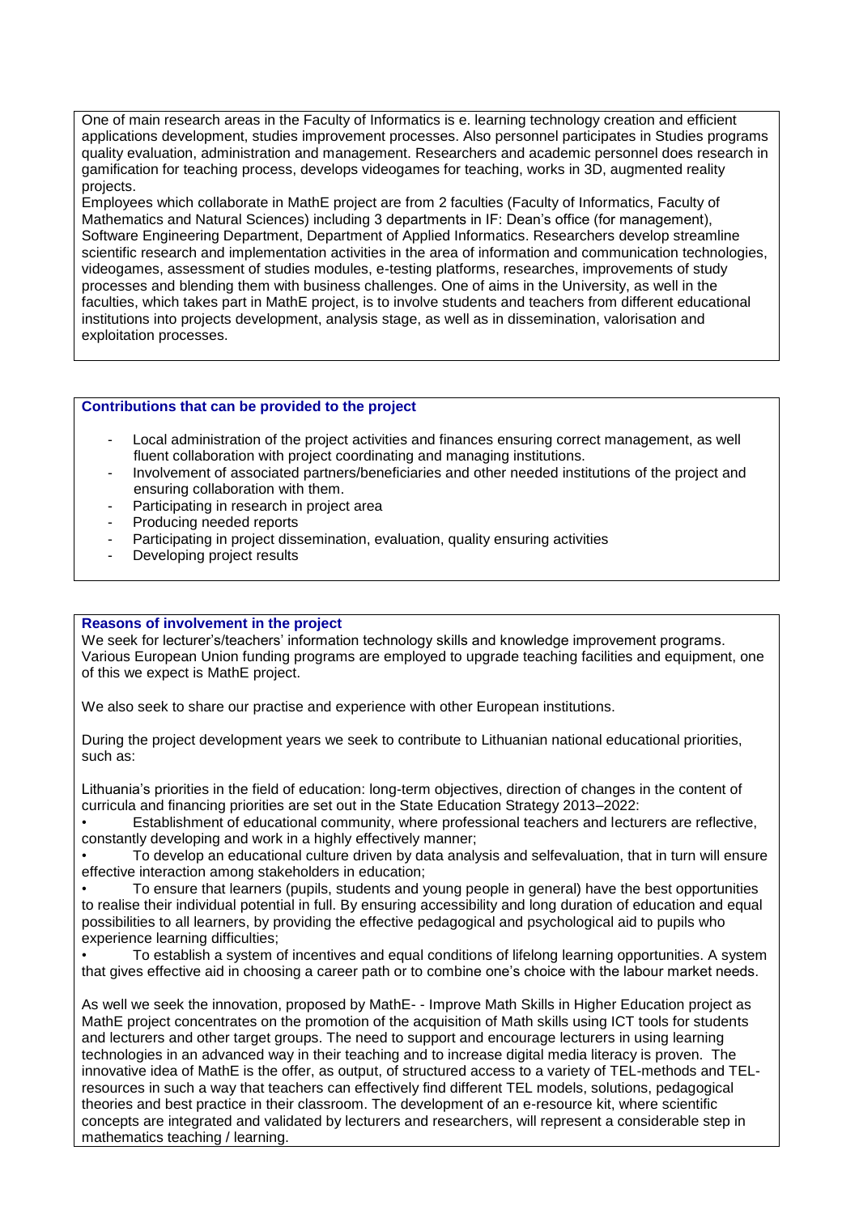One of main research areas in the Faculty of Informatics is e. learning technology creation and efficient applications development, studies improvement processes. Also personnel participates in Studies programs quality evaluation, administration and management. Researchers and academic personnel does research in gamification for teaching process, develops videogames for teaching, works in 3D, augmented reality projects.

Employees which collaborate in MathE project are from 2 faculties (Faculty of Informatics, Faculty of Mathematics and Natural Sciences) including 3 departments in IF: Dean's office (for management), Software Engineering Department, Department of Applied Informatics. Researchers develop streamline scientific research and implementation activities in the area of information and communication technologies, videogames, assessment of studies modules, e-testing platforms, researches, improvements of study processes and blending them with business challenges. One of aims in the University, as well in the faculties, which takes part in MathE project, is to involve students and teachers from different educational institutions into projects development, analysis stage, as well as in dissemination, valorisation and exploitation processes.

**Contributions that can be provided to the project**

- Local administration of the project activities and finances ensuring correct management, as well fluent collaboration with project coordinating and managing institutions.
- Involvement of associated partners/beneficiaries and other needed institutions of the project and ensuring collaboration with them.
- Participating in research in project area
- Producing needed reports
- Participating in project dissemination, evaluation, quality ensuring activities
- Developing project results

**Reasons of involvement in the project**

We seek for lecturer's/teachers' information technology skills and knowledge improvement programs. Various European Union funding programs are employed to upgrade teaching facilities and equipment, one of this we expect is MathE project.

We also seek to share our practise and experience with other European institutions.

During the project development years we seek to contribute to Lithuanian national educational priorities, such as:

Lithuania's priorities in the field of education: long-term objectives, direction of changes in the content of curricula and financing priorities are set out in the State Education Strategy 2013–2022:

- Establishment of educational community, where professional teachers and lecturers are reflective, constantly developing and work in a highly effectively manner;
- To develop an educational culture driven by data analysis and selfevaluation, that in turn will ensure effective interaction among stakeholders in education;
- To ensure that learners (pupils, students and young people in general) have the best opportunities to realise their individual potential in full. By ensuring accessibility and long duration of education and equal possibilities to all learners, by providing the effective pedagogical and psychological aid to pupils who experience learning difficulties;
- To establish a system of incentives and equal conditions of lifelong learning opportunities. A system that gives effective aid in choosing a career path or to combine one's choice with the labour market needs.

As well we seek the innovation, proposed by MathE- - Improve Math Skills in Higher Education project as MathE project concentrates on the promotion of the acquisition of Math skills using ICT tools for students and lecturers and other target groups. The need to support and encourage lecturers in using learning technologies in an advanced way in their teaching and to increase digital media literacy is proven. The innovative idea of MathE is the offer, as output, of structured access to a variety of TEL-methods and TEL-resources in such a way that teachers can effectively find different TEL models, solutions, pedagogical theories and best practice in their classroom. The development of an e-resource kit, where scientific concepts are integrated and validated by lecturers and researchers, will represent a considerable step in mathematics teaching / learning.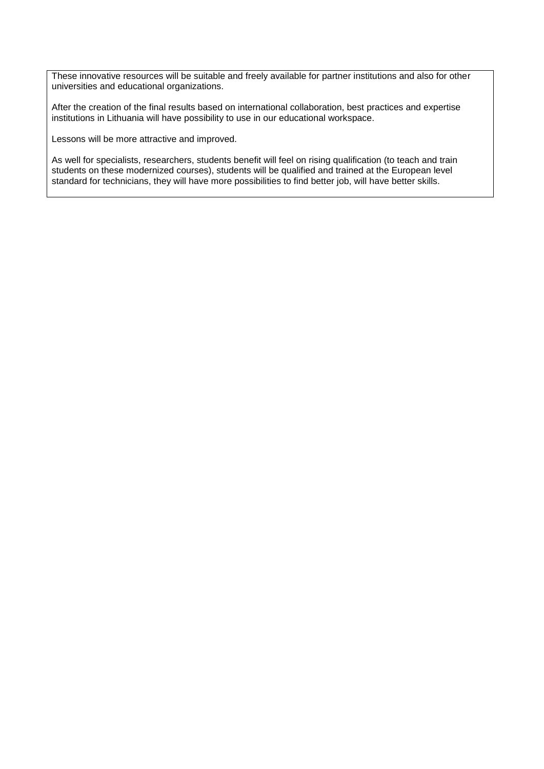These innovative resources will be suitable and freely available for partner institutions and also for other universities and educational organizations.

After the creation of the final results based on international collaboration, best practices and expertise institutions in Lithuania will have possibility to use in our educational workspace.

Lessons will be more attractive and improved.

As well for specialists, researchers, students benefit will feel on rising qualification (to teach and train students on these modernized courses), students will be qualified and trained at the European level standard for technicians, they will have more possibilities to find better job, will have better skills.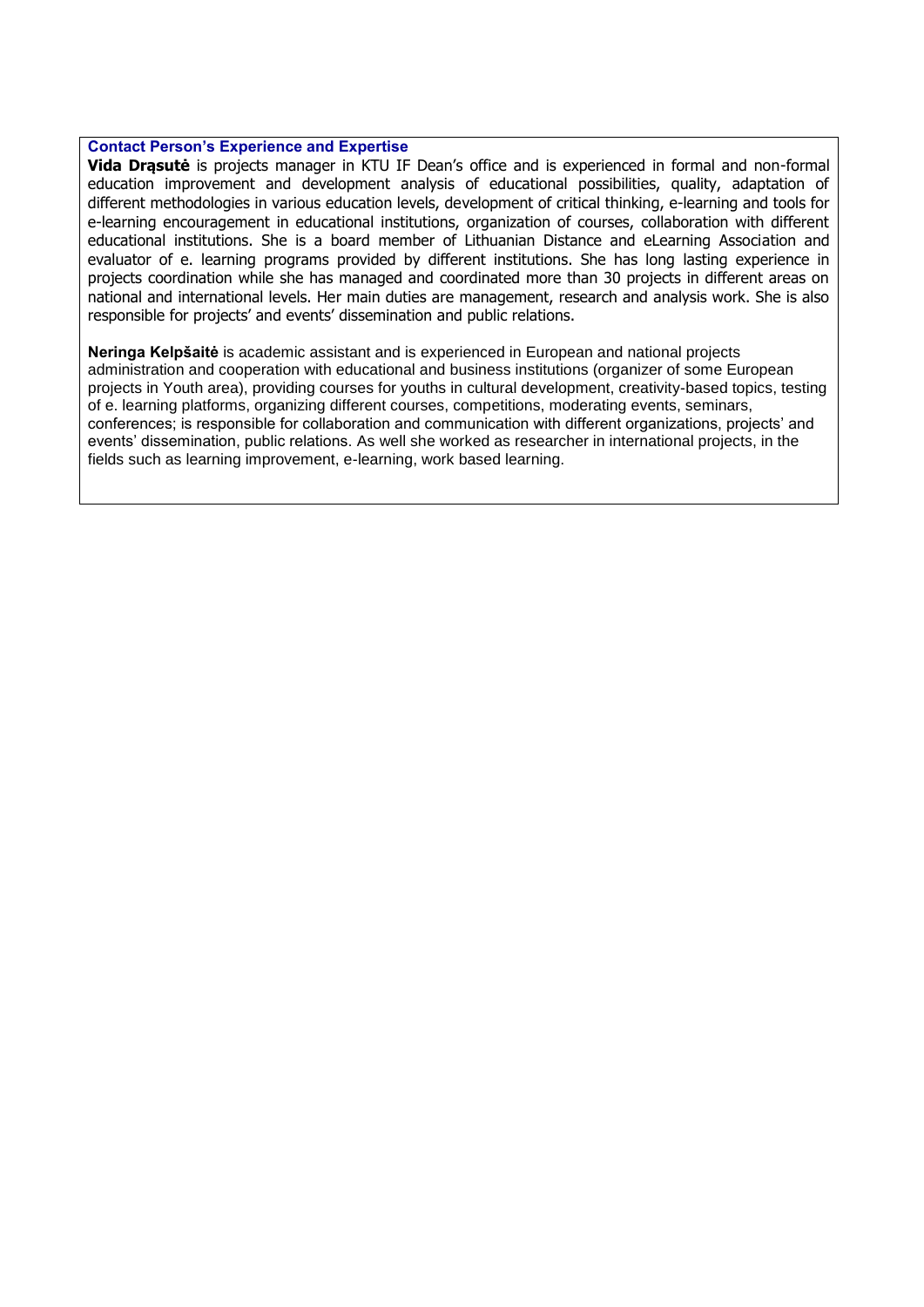### Contact Person's Experience and Expertise

**Vida Drąsutė** is projects manager in KTU IF Dean's office and is experienced in formal and non-formal education improvement and development analysis of educational possibilities, quality, adaptation of different methodologies in various education levels, development of critical thinking, e-learning and tools for e-learning encouragement in educational institutions, organization of courses, collaboration with different educational institutions. She is a board member of Lithuanian Distance and eLearning Association and evaluator of e. learning programs provided by different institutions. She has long lasting experience in projects coordination while she has managed and coordinated more than 30 projects in different areas on national and international levels. Her main duties are management, research and analysis work. She is also responsible for projects' and events' dissemination and public relations.

**Neringa Kelpšaitė** is academic assistant and is experienced in European and national projects administration and cooperation with educational and business institutions (organizer of some European projects in Youth area), providing courses for youths in cultural development, creativity-based topics, testing of e. learning platforms, organizing different courses, competitions, moderating events, seminars, conferences; is responsible for collaboration and communication with different organizations, projects' and events' dissemination, public relations. As well she worked as researcher in international projects, in the fields such as learning improvement, e-learning, work based learning.